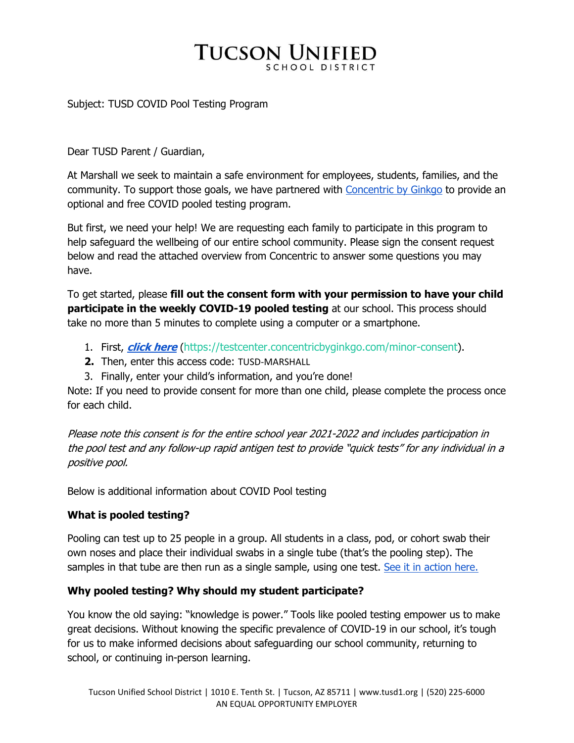# TUCSON UNIFIED
SCHOOL DISTRICT

Subject: TUSD COVID Pool Testing Program

Dear TUSD Parent / Guardian,

At Marshall we seek to maintain a safe environment for employees, students, families, and the community. To support those goals, we have partnered with Concentric by Ginkgo to provide an optional and free COVID pooled testing program.

But first, we need your help! We are requesting each family to participate in this program to help safeguard the wellbeing of our entire school community. Please sign the consent request below and read the attached overview from Concentric to answer some questions you may have.

To get started, please **fill out the consent form with your permission to have your child participate in the weekly COVID-19 pooled testing** at our school. This process should take no more than 5 minutes to complete using a computer or a smartphone.

1. First, ***click here*** (https://testcenter.concentricbyginkgo.com/minor-consent).
2. Then, enter this access code: TUSD-MARSHALL
3. Finally, enter your child's information, and you're done!

Note: If you need to provide consent for more than one child, please complete the process once for each child.

*Please note this consent is for the entire school year 2021-2022 and includes participation in the pool test and any follow-up rapid antigen test to provide "quick tests" for any individual in a positive pool.*

Below is additional information about COVID Pool testing

**What is pooled testing?**

Pooling can test up to 25 people in a group. All students in a class, pod, or cohort swab their own noses and place their individual swabs in a single tube (that's the pooling step). The samples in that tube are then run as a single sample, using one test. See it in action here.

**Why pooled testing? Why should my student participate?**

You know the old saying: "knowledge is power." Tools like pooled testing empower us to make great decisions. Without knowing the specific prevalence of COVID-19 in our school, it's tough for us to make informed decisions about safeguarding our school community, returning to school, or continuing in-person learning.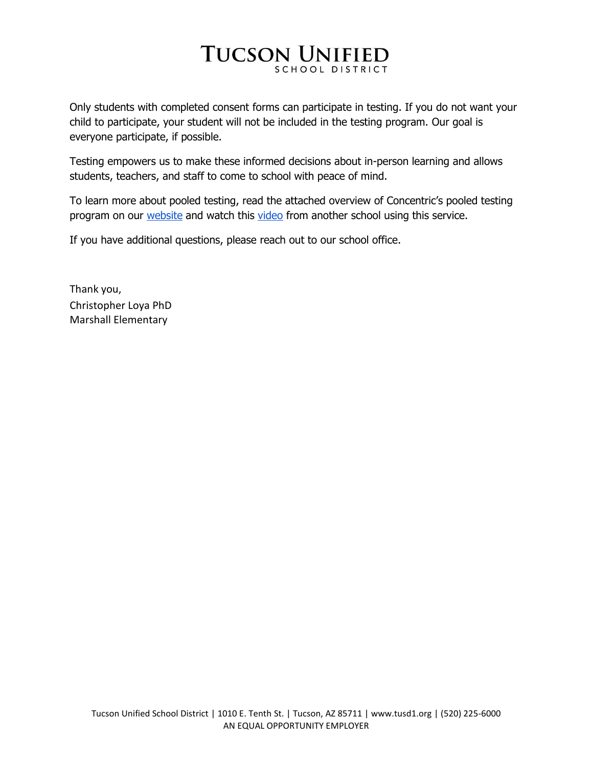Only students with completed consent forms can participate in testing. If you do not want your child to participate, your student will not be included in the testing program. Our goal is everyone participate, if possible.

Testing empowers us to make these informed decisions about in-person learning and allows students, teachers, and staff to come to school with peace of mind.

To learn more about pooled testing, read the attached overview of Concentric's pooled testing program on our website and watch this video from another school using this service.

If you have additional questions, please reach out to our school office.

Thank you,
Christopher Loya PhD
Marshall Elementary